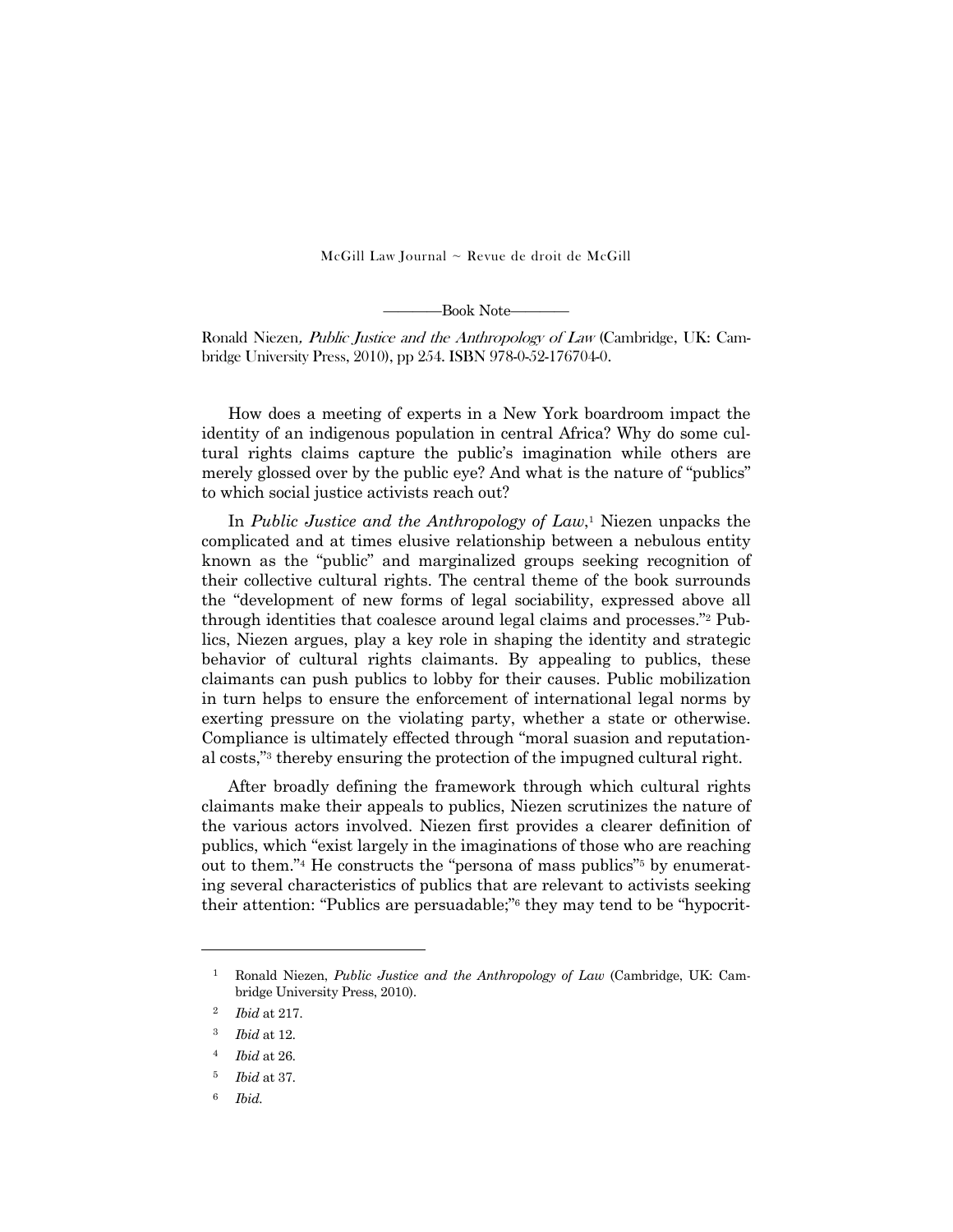McGill Law Journal ~ Revue de droit de McGill

———Book Note———

Ronald Niezen, *Public Justice and the Anthropology of Law* (Cambridge, UK: Cambridge University Press, 2010), pp 254. ISBN 978-0-52-176704-0.

How does a meeting of experts in a New York boardroom impact the identity of an indigenous population in central Africa? Why do some cultural rights claims capture the public's imagination while others are merely glossed over by the public eye? And what is the nature of "publics" to which social justice activists reach out?

In *Public Justice and the Anthropology of Law*,[1] Niezen unpacks the complicated and at times elusive relationship between a nebulous entity known as the "public" and marginalized groups seeking recognition of their collective cultural rights. The central theme of the book surrounds the "development of new forms of legal sociability, expressed above all through identities that coalesce around legal claims and processes."[2] Publics, Niezen argues, play a key role in shaping the identity and strategic behavior of cultural rights claimants. By appealing to publics, these claimants can push publics to lobby for their causes. Public mobilization in turn helps to ensure the enforcement of international legal norms by exerting pressure on the violating party, whether a state or otherwise. Compliance is ultimately effected through "moral suasion and reputational costs,"[3] thereby ensuring the protection of the impugned cultural right.

After broadly defining the framework through which cultural rights claimants make their appeals to publics, Niezen scrutinizes the nature of the various actors involved. Niezen first provides a clearer definition of publics, which "exist largely in the imaginations of those who are reaching out to them."[4] He constructs the "persona of mass publics"[5] by enumerating several characteristics of publics that are relevant to activists seeking their attention: "Publics are persuadable;"[6] they may tend to be "hypocrit-

---

1 Ronald Niezen, *Public Justice and the Anthropology of Law* (Cambridge, UK: Cambridge University Press, 2010).

2 *Ibid* at 217.

3 *Ibid* at 12.

4 *Ibid* at 26.

5 *Ibid* at 37.

6 *Ibid.*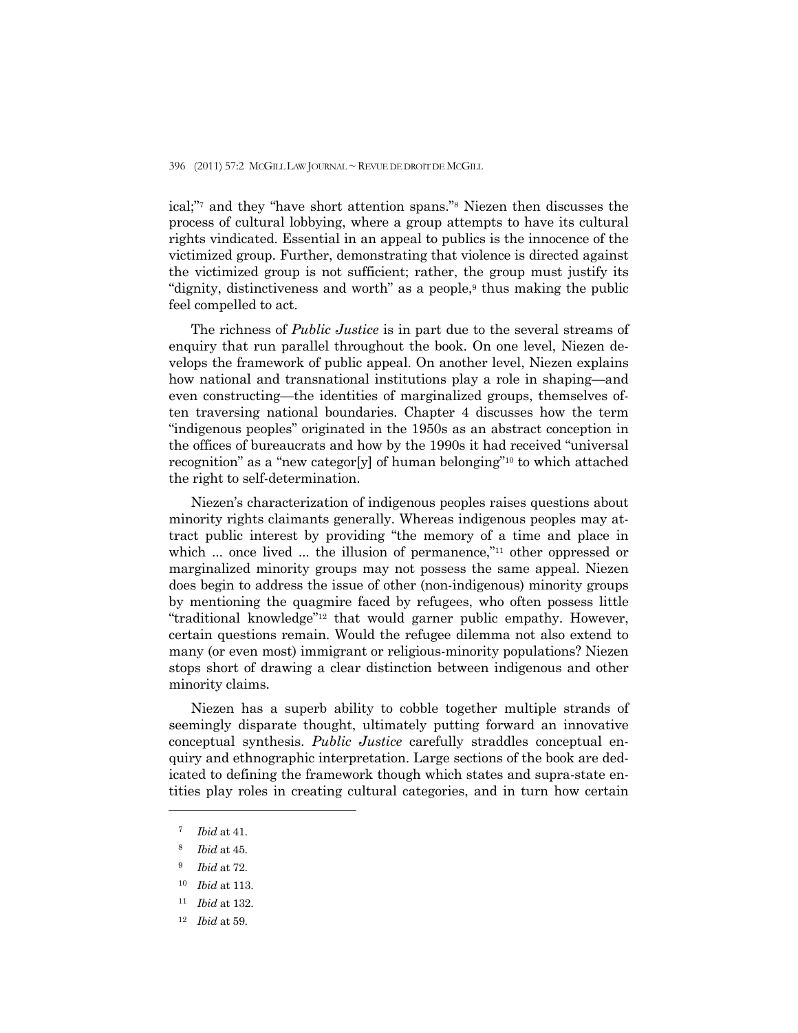ical;"[7] and they "have short attention spans."[8] Niezen then discusses the process of cultural lobbying, where a group attempts to have its cultural rights vindicated. Essential in an appeal to publics is the innocence of the victimized group. Further, demonstrating that violence is directed against the victimized group is not sufficient; rather, the group must justify its "dignity, distinctiveness and worth" as a people,[9] thus making the public feel compelled to act.

The richness of *Public Justice* is in part due to the several streams of enquiry that run parallel throughout the book. On one level, Niezen develops the framework of public appeal. On another level, Niezen explains how national and transnational institutions play a role in shaping—and even constructing—the identities of marginalized groups, themselves often traversing national boundaries. Chapter 4 discusses how the term "indigenous peoples" originated in the 1950s as an abstract conception in the offices of bureaucrats and how by the 1990s it had received "universal recognition" as a "new categor[y] of human belonging"[10] to which attached the right to self-determination.

Niezen's characterization of indigenous peoples raises questions about minority rights claimants generally. Whereas indigenous peoples may attract public interest by providing "the memory of a time and place in which ... once lived ... the illusion of permanence,"[11] other oppressed or marginalized minority groups may not possess the same appeal. Niezen does begin to address the issue of other (non-indigenous) minority groups by mentioning the quagmire faced by refugees, who often possess little "traditional knowledge"[12] that would garner public empathy. However, certain questions remain. Would the refugee dilemma not also extend to many (or even most) immigrant or religious-minority populations? Niezen stops short of drawing a clear distinction between indigenous and other minority claims.

Niezen has a superb ability to cobble together multiple strands of seemingly disparate thought, ultimately putting forward an innovative conceptual synthesis. *Public Justice* carefully straddles conceptual enquiry and ethnographic interpretation. Large sections of the book are dedicated to defining the framework though which states and supra-state entities play roles in creating cultural categories, and in turn how certain

---

7 *Ibid* at 41.

8 *Ibid* at 45.

9 *Ibid* at 72.

10 *Ibid* at 113.

11 *Ibid* at 132.

12 *Ibid* at 59.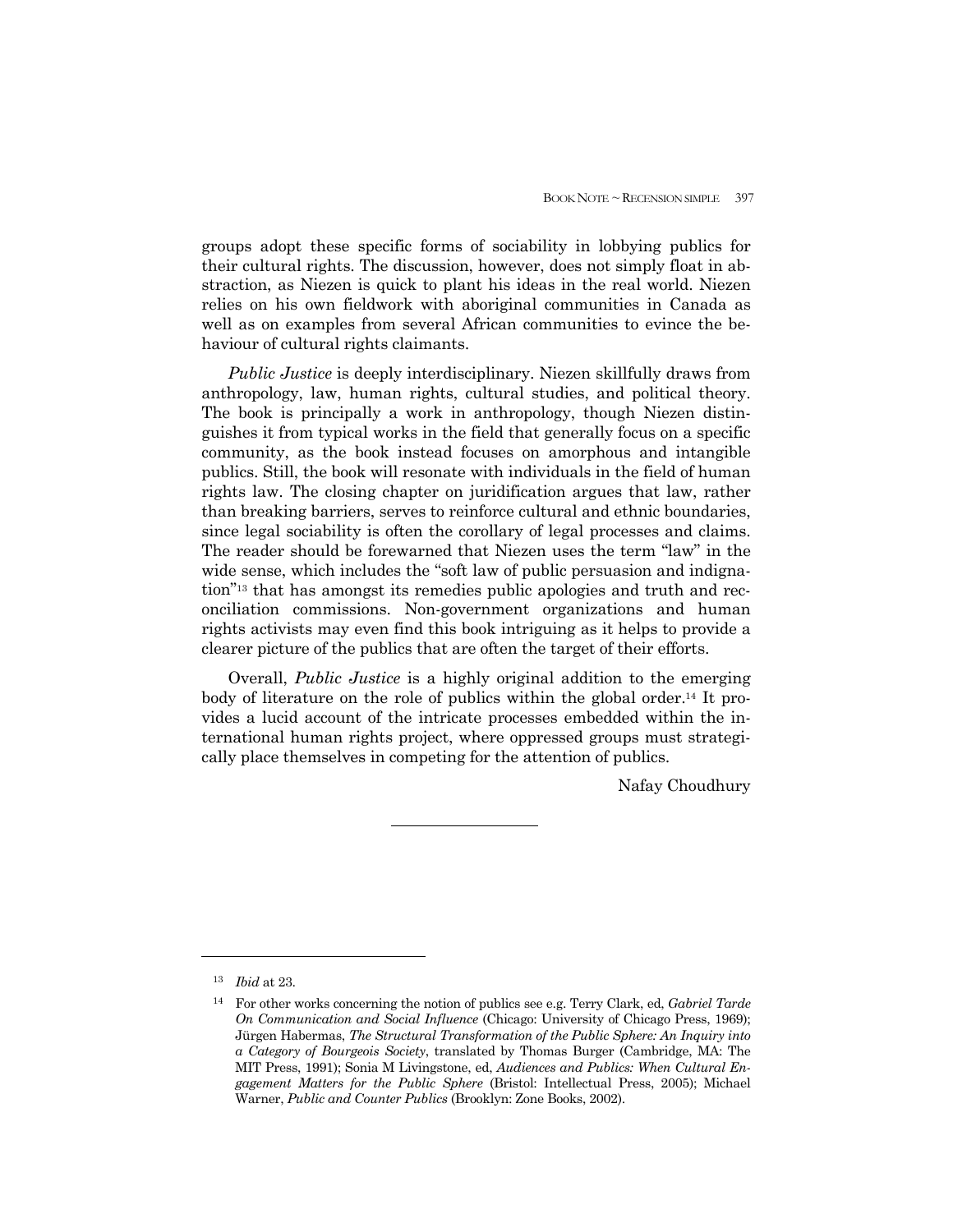groups adopt these specific forms of sociability in lobbying publics for their cultural rights. The discussion, however, does not simply float in abstraction, as Niezen is quick to plant his ideas in the real world. Niezen relies on his own fieldwork with aboriginal communities in Canada as well as on examples from several African communities to evince the behaviour of cultural rights claimants.

*Public Justice* is deeply interdisciplinary. Niezen skillfully draws from anthropology, law, human rights, cultural studies, and political theory. The book is principally a work in anthropology, though Niezen distinguishes it from typical works in the field that generally focus on a specific community, as the book instead focuses on amorphous and intangible publics. Still, the book will resonate with individuals in the field of human rights law. The closing chapter on juridification argues that law, rather than breaking barriers, serves to reinforce cultural and ethnic boundaries, since legal sociability is often the corollary of legal processes and claims. The reader should be forewarned that Niezen uses the term "law" in the wide sense, which includes the "soft law of public persuasion and indignation"[13] that has amongst its remedies public apologies and truth and reconciliation commissions. Non-government organizations and human rights activists may even find this book intriguing as it helps to provide a clearer picture of the publics that are often the target of their efforts.

Overall, *Public Justice* is a highly original addition to the emerging body of literature on the role of publics within the global order.[14] It provides a lucid account of the intricate processes embedded within the international human rights project, where oppressed groups must strategically place themselves in competing for the attention of publics.

Nafay Choudhury

---

[13] *Ibid* at 23.

[14] For other works concerning the notion of publics see e.g. Terry Clark, ed, *Gabriel Tarde On Communication and Social Influence* (Chicago: University of Chicago Press, 1969); Jürgen Habermas, *The Structural Transformation of the Public Sphere: An Inquiry into a Category of Bourgeois Society*, translated by Thomas Burger (Cambridge, MA: The MIT Press, 1991); Sonia M Livingstone, ed, *Audiences and Publics: When Cultural Engagement Matters for the Public Sphere* (Bristol: Intellectual Press, 2005); Michael Warner, *Public and Counter Publics* (Brooklyn: Zone Books, 2002).